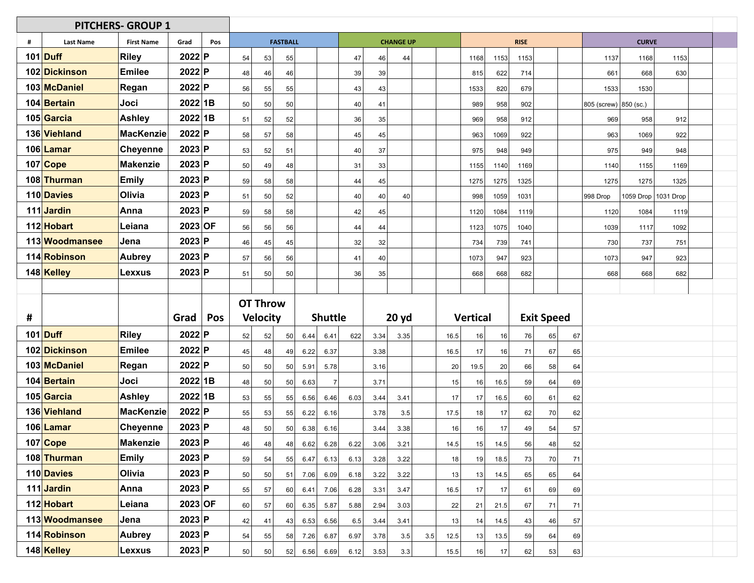## PITCHERS- GROUP 1

| # | Last Name | First Name | Grad | Pos | FASTBALL | | | | | CHANGE UP | | | | | RISE | | | | | CURVE | | | |
|---|---|---|---|---|---|---|---|---|---|---|---|---|---|---|---|---|---|---|---|---|---|---|---|
| 101 | Duff | Riley | 2022 | P | 54 | 53 | 55 | | | 47 | 46 | 44 | | | 1168 | 1153 | 1153 | | | 1137 | 1168 | 1153 | |
| 102 | Dickinson | Emilee | 2022 | P | 48 | 46 | 46 | | | 39 | 39 | | | | 815 | 622 | 714 | | | 661 | 668 | 630 | |
| 103 | McDaniel | Regan | 2022 | P | 56 | 55 | 55 | | | 43 | 43 | | | | 1533 | 820 | 679 | | | 1533 | 1530 | | |
| 104 | Bertain | Joci | 2022 | 1B | 50 | 50 | 50 | | | 40 | 41 | | | | 989 | 958 | 902 | | | 805 (screw) | 850 (sc.) | | |
| 105 | Garcia | Ashley | 2022 | 1B | 51 | 52 | 52 | | | 36 | 35 | | | | 969 | 958 | 912 | | | 969 | 958 | 912 | |
| 136 | Viehland | MacKenzie | 2022 | P | 58 | 57 | 58 | | | 45 | 45 | | | | 963 | 1069 | 922 | | | 963 | 1069 | 922 | |
| 106 | Lamar | Cheyenne | 2023 | P | 53 | 52 | 51 | | | 40 | 37 | | | | 975 | 948 | 949 | | | 975 | 949 | 948 | |
| 107 | Cope | Makenzie | 2023 | P | 50 | 49 | 48 | | | 31 | 33 | | | | 1155 | 1140 | 1169 | | | 1140 | 1155 | 1169 | |
| 108 | Thurman | Emily | 2023 | P | 59 | 58 | 58 | | | 44 | 45 | | | | 1275 | 1275 | 1325 | | | 1275 | 1275 | 1325 | |
| 110 | Davies | Olivia | 2023 | P | 51 | 50 | 52 | | | 40 | 40 | 40 | | | 998 | 1059 | 1031 | | | 998 Drop | 1059 Drop | 1031 Drop | |
| 111 | Jardin | Anna | 2023 | P | 59 | 58 | 58 | | | 42 | 45 | | | | 1120 | 1084 | 1119 | | | 1120 | 1084 | 1119 | |
| 112 | Hobart | Leiana | 2023 | OF | 56 | 56 | 56 | | | 44 | 44 | | | | 1123 | 1075 | 1040 | | | 1039 | 1117 | 1092 | |
| 113 | Woodmansee | Jena | 2023 | P | 46 | 45 | 45 | | | 32 | 32 | | | | 734 | 739 | 741 | | | 730 | 737 | 751 | |
| 114 | Robinson | Aubrey | 2023 | P | 57 | 56 | 56 | | | 41 | 40 | | | | 1073 | 947 | 923 | | | 1073 | 947 | 923 | |
| 148 | Kelley | Lexxus | 2023 | P | 51 | 50 | 50 | | | 36 | 35 | | | | 668 | 668 | 682 | | | 668 | 668 | 682 | |

| # | | | Grad | Pos | OT Throw Velocity | | | Shuttle | | | 20 yd | | | Vertical | | | Exit Speed | | |
|---|---|---|---|---|---|---|---|---|---|---|---|---|---|---|---|---|---|---|---|
| 101 | Duff | Riley | 2022 | P | 52 | 52 | 50 | 6.44 | 6.41 | 622 | 3.34 | 3.35 | | 16.5 | 16 | 16 | 76 | 65 | 67 |
| 102 | Dickinson | Emilee | 2022 | P | 45 | 48 | 49 | 6.22 | 6.37 | | 3.38 | | | 16.5 | 17 | 16 | 71 | 67 | 65 |
| 103 | McDaniel | Regan | 2022 | P | 50 | 50 | 50 | 5.91 | 5.78 | | 3.16 | | | 20 | 19.5 | 20 | 66 | 58 | 64 |
| 104 | Bertain | Joci | 2022 | 1B | 48 | 50 | 50 | 6.63 | 7 | | 3.71 | | | 15 | 16 | 16.5 | 59 | 64 | 69 |
| 105 | Garcia | Ashley | 2022 | 1B | 53 | 55 | 55 | 6.56 | 6.46 | 6.03 | 3.44 | 3.41 | | 17 | 17 | 16.5 | 60 | 61 | 62 |
| 136 | Viehland | MacKenzie | 2022 | P | 55 | 53 | 55 | 6.22 | 6.16 | | 3.78 | 3.5 | | 17.5 | 18 | 17 | 62 | 70 | 62 |
| 106 | Lamar | Cheyenne | 2023 | P | 48 | 50 | 50 | 6.38 | 6.16 | | 3.44 | 3.38 | | 16 | 16 | 17 | 49 | 54 | 57 |
| 107 | Cope | Makenzie | 2023 | P | 46 | 48 | 48 | 6.62 | 6.28 | 6.22 | 3.06 | 3.21 | | 14.5 | 15 | 14.5 | 56 | 48 | 52 |
| 108 | Thurman | Emily | 2023 | P | 59 | 54 | 55 | 6.47 | 6.13 | 6.13 | 3.28 | 3.22 | | 18 | 19 | 18.5 | 73 | 70 | 71 |
| 110 | Davies | Olivia | 2023 | P | 50 | 50 | 51 | 7.06 | 6.09 | 6.18 | 3.22 | 3.22 | | 13 | 13 | 14.5 | 65 | 65 | 64 |
| 111 | Jardin | Anna | 2023 | P | 55 | 57 | 60 | 6.41 | 7.06 | 6.28 | 3.31 | 3.47 | | 16.5 | 17 | 17 | 61 | 69 | 69 |
| 112 | Hobart | Leiana | 2023 | OF | 60 | 57 | 60 | 6.35 | 5.87 | 5.88 | 2.94 | 3.03 | | 22 | 21 | 21.5 | 67 | 71 | 71 |
| 113 | Woodmansee | Jena | 2023 | P | 42 | 41 | 43 | 6.53 | 6.56 | 6.5 | 3.44 | 3.41 | | 13 | 14 | 14.5 | 43 | 46 | 57 |
| 114 | Robinson | Aubrey | 2023 | P | 54 | 55 | 58 | 7.26 | 6.87 | 6.97 | 3.78 | 3.5 | 3.5 | 12.5 | 13 | 13.5 | 59 | 64 | 69 |
| 148 | Kelley | Lexxus | 2023 | P | 50 | 50 | 52 | 6.56 | 6.69 | 6.12 | 3.53 | 3.3 | | 15.5 | 16 | 17 | 62 | 53 | 63 |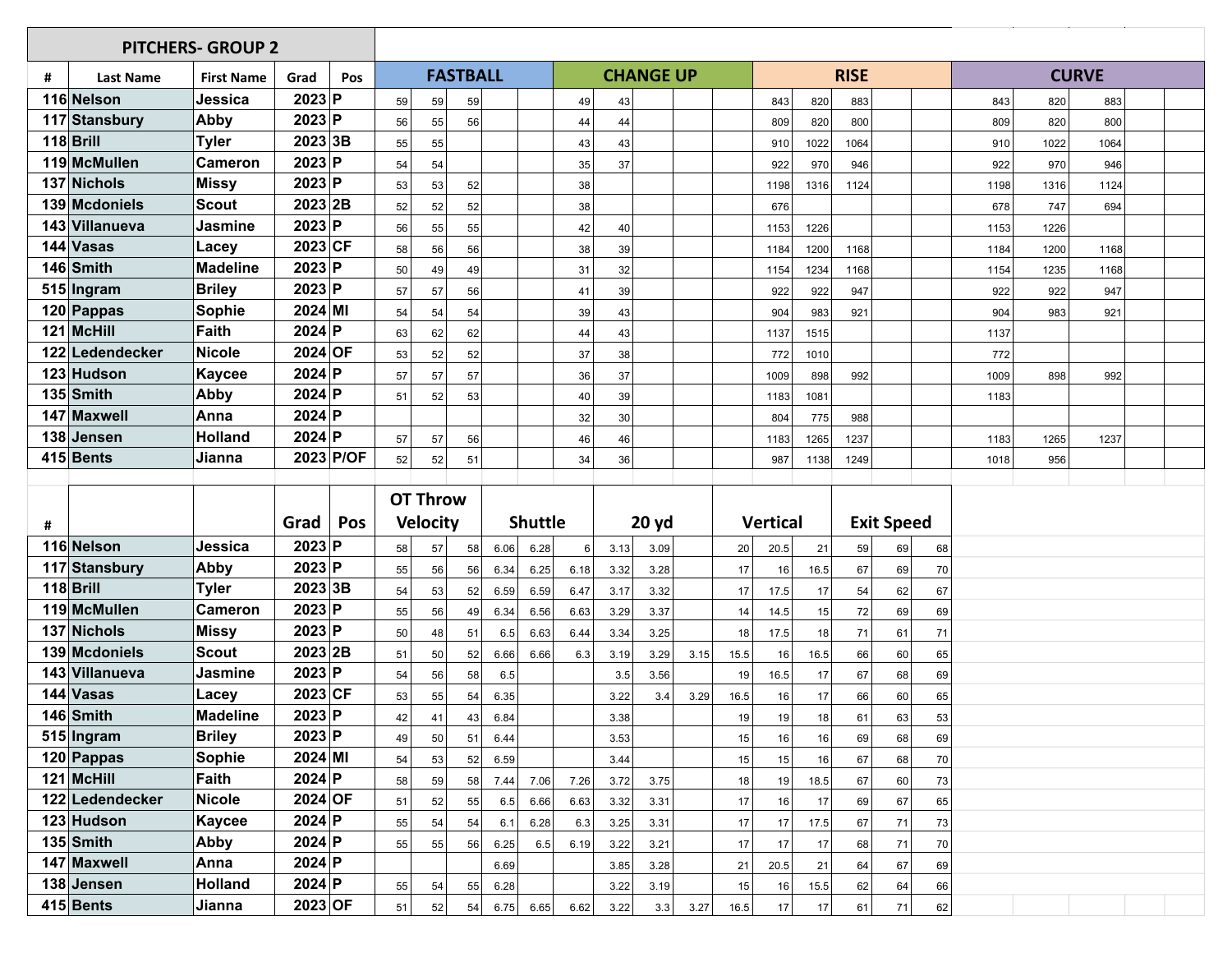## PITCHERS- GROUP 2

| # | Last Name | First Name | Grad | Pos | FASTBALL | | | | | CHANGE UP | | | | | RISE | | | | | CURVE | | | | |
|---|---|---|---|---|---|---|---|---|---|---|---|---|---|---|---|---|---|---|---|---|---|---|---|---|
| 116 | Nelson | Jessica | 2023 | P | 59 | 59 | 59 | | | 49 | 43 | | | | 843 | 820 | 883 | | | 843 | 820 | 883 | | |
| 117 | Stansbury | Abby | 2023 | P | 56 | 55 | 56 | | | 44 | 44 | | | | 809 | 820 | 800 | | | 809 | 820 | 800 | | |
| 118 | Brill | Tyler | 2023 | 3B | 55 | 55 | | | | 43 | 43 | | | | 910 | 1022 | 1064 | | | 910 | 1022 | 1064 | | |
| 119 | McMullen | Cameron | 2023 | P | 54 | 54 | | | | 35 | 37 | | | | 922 | 970 | 946 | | | 922 | 970 | 946 | | |
| 137 | Nichols | Missy | 2023 | P | 53 | 53 | 52 | | | 38 | | | | | 1198 | 1316 | 1124 | | | 1198 | 1316 | 1124 | | |
| 139 | Mcdoniels | Scout | 2023 | 2B | 52 | 52 | 52 | | | 38 | | | | | 676 | | | | | 678 | 747 | 694 | | |
| 143 | Villanueva | Jasmine | 2023 | P | 56 | 55 | 55 | | | 42 | 40 | | | | 1153 | 1226 | | | | 1153 | 1226 | | | |
| 144 | Vasas | Lacey | 2023 | CF | 58 | 56 | 56 | | | 38 | 39 | | | | 1184 | 1200 | 1168 | | | 1184 | 1200 | 1168 | | |
| 146 | Smith | Madeline | 2023 | P | 50 | 49 | 49 | | | 31 | 32 | | | | 1154 | 1234 | 1168 | | | 1154 | 1235 | 1168 | | |
| 515 | Ingram | Briley | 2023 | P | 57 | 57 | 56 | | | 41 | 39 | | | | 922 | 922 | 947 | | | 922 | 922 | 947 | | |
| 120 | Pappas | Sophie | 2024 | MI | 54 | 54 | 54 | | | 39 | 43 | | | | 904 | 983 | 921 | | | 904 | 983 | 921 | | |
| 121 | McHill | Faith | 2024 | P | 63 | 62 | 62 | | | 44 | 43 | | | | 1137 | 1515 | | | | 1137 | | | | |
| 122 | Ledendecker | Nicole | 2024 | OF | 53 | 52 | 52 | | | 37 | 38 | | | | 772 | 1010 | | | | 772 | | | | |
| 123 | Hudson | Kaycee | 2024 | P | 57 | 57 | 57 | | | 36 | 37 | | | | 1009 | 898 | 992 | | | 1009 | 898 | 992 | | |
| 135 | Smith | Abby | 2024 | P | 51 | 52 | 53 | | | 40 | 39 | | | | 1183 | 1081 | | | | 1183 | | | | |
| 147 | Maxwell | Anna | 2024 | P | | | | | | 32 | 30 | | | | 804 | 775 | 988 | | | | | | | |
| 138 | Jensen | Holland | 2024 | P | 57 | 57 | 56 | | | 46 | 46 | | | | 1183 | 1265 | 1237 | | | 1183 | 1265 | 1237 | | |
| 415 | Bents | Jianna | 2023 | P/OF | 52 | 52 | 51 | | | 34 | 36 | | | | 987 | 1138 | 1249 | | | 1018 | 956 | | | |

| # | | | Grad | Pos | OT Throw Velocity | | | Shuttle | | | 20 yd | | | Vertical | | | Exit Speed | | |
|---|---|---|---|---|---|---|---|---|---|---|---|---|---|---|---|---|---|---|---|
| 116 | Nelson | Jessica | 2023 | P | 58 | 57 | 58 | 6.06 | 6.28 | 6 | 3.13 | 3.09 | | 20 | 20.5 | 21 | 59 | 69 | 68 |
| 117 | Stansbury | Abby | 2023 | P | 55 | 56 | 56 | 6.34 | 6.25 | 6.18 | 3.32 | 3.28 | | 17 | 16 | 16.5 | 67 | 69 | 70 |
| 118 | Brill | Tyler | 2023 | 3B | 54 | 53 | 52 | 6.59 | 6.59 | 6.47 | 3.17 | 3.32 | | 17 | 17.5 | 17 | 54 | 62 | 67 |
| 119 | McMullen | Cameron | 2023 | P | 55 | 56 | 49 | 6.34 | 6.56 | 6.63 | 3.29 | 3.37 | | 14 | 14.5 | 15 | 72 | 69 | 69 |
| 137 | Nichols | Missy | 2023 | P | 50 | 48 | 51 | 6.5 | 6.63 | 6.44 | 3.34 | 3.25 | | 18 | 17.5 | 18 | 71 | 61 | 71 |
| 139 | Mcdoniels | Scout | 2023 | 2B | 51 | 50 | 52 | 6.66 | 6.66 | 6.3 | 3.19 | 3.29 | 3.15 | 15.5 | 16 | 16.5 | 66 | 60 | 65 |
| 143 | Villanueva | Jasmine | 2023 | P | 54 | 56 | 58 | 6.5 | | | 3.5 | 3.56 | | 19 | 16.5 | 17 | 67 | 68 | 69 |
| 144 | Vasas | Lacey | 2023 | CF | 53 | 55 | 54 | 6.35 | | | 3.22 | 3.4 | 3.29 | 16.5 | 16 | 17 | 66 | 60 | 65 |
| 146 | Smith | Madeline | 2023 | P | 42 | 41 | 43 | 6.84 | | | 3.38 | | | 19 | 19 | 18 | 61 | 63 | 53 |
| 515 | Ingram | Briley | 2023 | P | 49 | 50 | 51 | 6.44 | | | 3.53 | | | 15 | 16 | 16 | 69 | 68 | 69 |
| 120 | Pappas | Sophie | 2024 | MI | 54 | 53 | 52 | 6.59 | | | 3.44 | | | 15 | 15 | 16 | 67 | 68 | 70 |
| 121 | McHill | Faith | 2024 | P | 58 | 59 | 58 | 7.44 | 7.06 | 7.26 | 3.72 | 3.75 | | 18 | 19 | 18.5 | 67 | 60 | 73 |
| 122 | Ledendecker | Nicole | 2024 | OF | 51 | 52 | 55 | 6.5 | 6.66 | 6.63 | 3.32 | 3.31 | | 17 | 16 | 17 | 69 | 67 | 65 |
| 123 | Hudson | Kaycee | 2024 | P | 55 | 54 | 54 | 6.1 | 6.28 | 6.3 | 3.25 | 3.31 | | 17 | 17 | 17.5 | 67 | 71 | 73 |
| 135 | Smith | Abby | 2024 | P | 55 | 55 | 56 | 6.25 | 6.5 | 6.19 | 3.22 | 3.21 | | 17 | 17 | 17 | 68 | 71 | 70 |
| 147 | Maxwell | Anna | 2024 | P | | | | 6.69 | | | 3.85 | 3.28 | | 21 | 20.5 | 21 | 64 | 67 | 69 |
| 138 | Jensen | Holland | 2024 | P | 55 | 54 | 55 | 6.28 | | | 3.22 | 3.19 | | 15 | 16 | 15.5 | 62 | 64 | 66 |
| 415 | Bents | Jianna | 2023 | OF | 51 | 52 | 54 | 6.75 | 6.65 | 6.62 | 3.22 | 3.3 | 3.27 | 16.5 | 17 | 17 | 61 | 71 | 62 |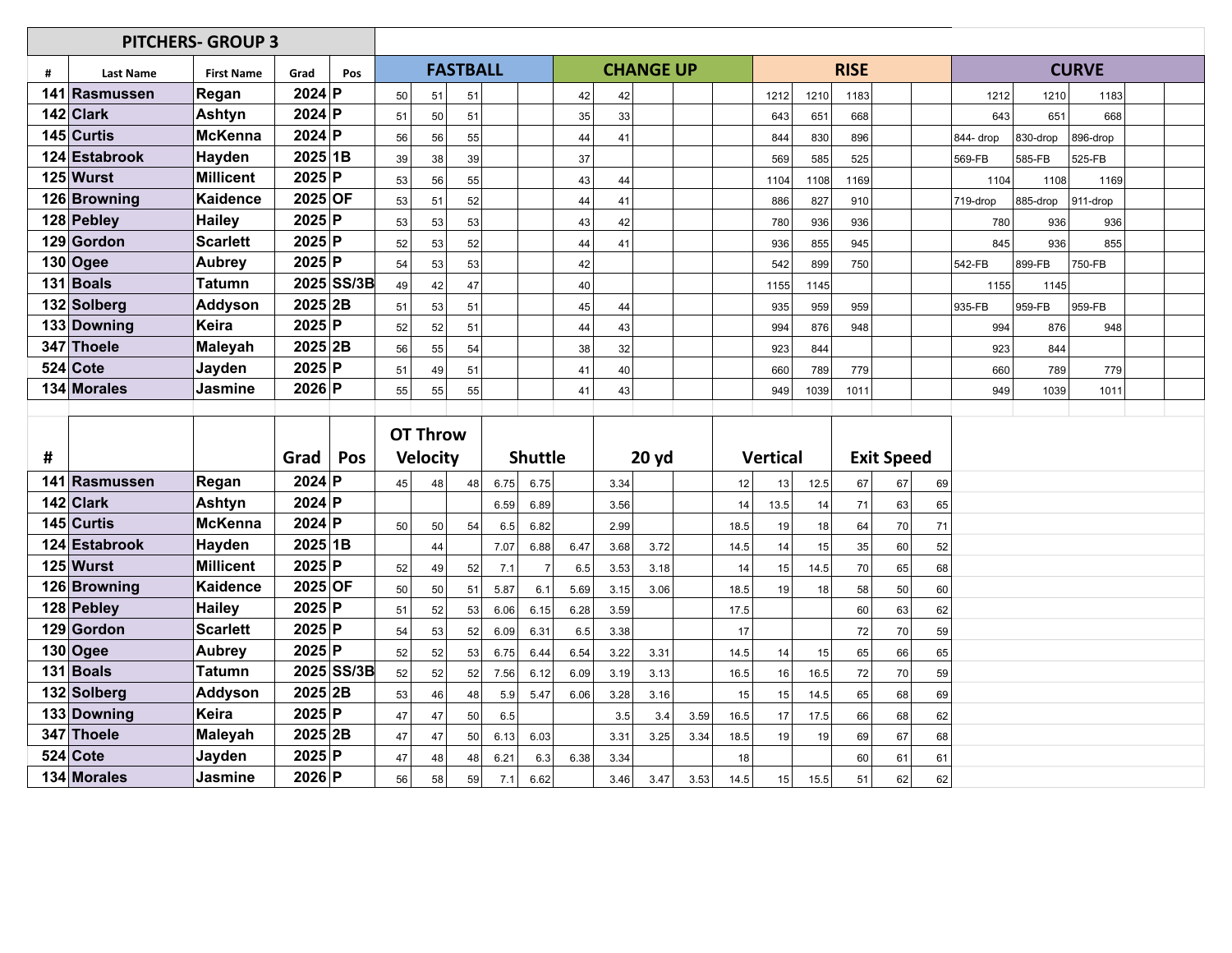## PITCHERS- GROUP 3

| # | Last Name | First Name | Grad | Pos | FASTBALL | | | | | CHANGE UP | | | | | RISE | | | | | CURVE | | | | |
|---|---|---|---|---|---|---|---|---|---|---|---|---|---|---|---|---|---|---|---|---|---|---|---|---|
| 141 | Rasmussen | Regan | 2024 | P | 50 | 51 | 51 | | | 42 | 42 | | | | 1212 | 1210 | 1183 | | | 1212 | 1210 | 1183 | | |
| 142 | Clark | Ashtyn | 2024 | P | 51 | 50 | 51 | | | 35 | 33 | | | | 643 | 651 | 668 | | | 643 | 651 | 668 | | |
| 145 | Curtis | McKenna | 2024 | P | 56 | 56 | 55 | | | 44 | 41 | | | | 844 | 830 | 896 | | | 844- drop | 830-drop | 896-drop | | |
| 124 | Estabrook | Hayden | 2025 | 1B | 39 | 38 | 39 | | | 37 | | | | | 569 | 585 | 525 | | | 569-FB | 585-FB | 525-FB | | |
| 125 | Wurst | Millicent | 2025 | P | 53 | 56 | 55 | | | 43 | 44 | | | | 1104 | 1108 | 1169 | | | 1104 | 1108 | 1169 | | |
| 126 | Browning | Kaidence | 2025 | OF | 53 | 51 | 52 | | | 44 | 41 | | | | 886 | 827 | 910 | | | 719-drop | 885-drop | 911-drop | | |
| 128 | Pebley | Hailey | 2025 | P | 53 | 53 | 53 | | | 43 | 42 | | | | 780 | 936 | 936 | | | 780 | 936 | 936 | | |
| 129 | Gordon | Scarlett | 2025 | P | 52 | 53 | 52 | | | 44 | 41 | | | | 936 | 855 | 945 | | | 845 | 936 | 855 | | |
| 130 | Ogee | Aubrey | 2025 | P | 54 | 53 | 53 | | | 42 | | | | | 542 | 899 | 750 | | | 542-FB | 899-FB | 750-FB | | |
| 131 | Boals | Tatumn | 2025 | SS/3B | 49 | 42 | 47 | | | 40 | | | | | 1155 | 1145 | | | | 1155 | 1145 | | | |
| 132 | Solberg | Addyson | 2025 | 2B | 51 | 53 | 51 | | | 45 | 44 | | | | 935 | 959 | 959 | | | 935-FB | 959-FB | 959-FB | | |
| 133 | Downing | Keira | 2025 | P | 52 | 52 | 51 | | | 44 | 43 | | | | 994 | 876 | 948 | | | 994 | 876 | 948 | | |
| 347 | Thoele | Maleyah | 2025 | 2B | 56 | 55 | 54 | | | 38 | 32 | | | | 923 | 844 | | | | 923 | 844 | | | |
| 524 | Cote | Jayden | 2025 | P | 51 | 49 | 51 | | | 41 | 40 | | | | 660 | 789 | 779 | | | 660 | 789 | 779 | | |
| 134 | Morales | Jasmine | 2026 | P | 55 | 55 | 55 | | | 41 | 43 | | | | 949 | 1039 | 1011 | | | 949 | 1039 | 1011 | | |

| # | | | Grad | Pos | OT Throw Velocity | | | Shuttle | | | 20 yd | | | Vertical | | | Exit Speed | | |
|---|---|---|---|---|---|---|---|---|---|---|---|---|---|---|---|---|---|---|---|
| 141 | Rasmussen | Regan | 2024 | P | 45 | 48 | 48 | 6.75 | 6.75 | | 3.34 | | | 12 | 13 | 12.5 | 67 | 67 | 69 |
| 142 | Clark | Ashtyn | 2024 | P | | | | 6.59 | 6.89 | | 3.56 | | | 14 | 13.5 | 14 | 71 | 63 | 65 |
| 145 | Curtis | McKenna | 2024 | P | 50 | 50 | 54 | 6.5 | 6.82 | | 2.99 | | | 18.5 | 19 | 18 | 64 | 70 | 71 |
| 124 | Estabrook | Hayden | 2025 | 1B | | 44 | | 7.07 | 6.88 | 6.47 | 3.68 | 3.72 | | 14.5 | 14 | 15 | 35 | 60 | 52 |
| 125 | Wurst | Millicent | 2025 | P | 52 | 49 | 52 | 7.1 | 7 | 6.5 | 3.53 | 3.18 | | 14 | 15 | 14.5 | 70 | 65 | 68 |
| 126 | Browning | Kaidence | 2025 | OF | 50 | 50 | 51 | 5.87 | 6.1 | 5.69 | 3.15 | 3.06 | | 18.5 | 19 | 18 | 58 | 50 | 60 |
| 128 | Pebley | Hailey | 2025 | P | 51 | 52 | 53 | 6.06 | 6.15 | 6.28 | 3.59 | | | 17.5 | | | 60 | 63 | 62 |
| 129 | Gordon | Scarlett | 2025 | P | 54 | 53 | 52 | 6.09 | 6.31 | 6.5 | 3.38 | | | 17 | | | 72 | 70 | 59 |
| 130 | Ogee | Aubrey | 2025 | P | 52 | 52 | 53 | 6.75 | 6.44 | 6.54 | 3.22 | 3.31 | | 14.5 | 14 | 15 | 65 | 66 | 65 |
| 131 | Boals | Tatumn | 2025 | SS/3B | 52 | 52 | 52 | 7.56 | 6.12 | 6.09 | 3.19 | 3.13 | | 16.5 | 16 | 16.5 | 72 | 70 | 59 |
| 132 | Solberg | Addyson | 2025 | 2B | 53 | 46 | 48 | 5.9 | 5.47 | 6.06 | 3.28 | 3.16 | | 15 | 15 | 14.5 | 65 | 68 | 69 |
| 133 | Downing | Keira | 2025 | P | 47 | 47 | 50 | 6.5 | | | 3.5 | 3.4 | 3.59 | 16.5 | 17 | 17.5 | 66 | 68 | 62 |
| 347 | Thoele | Maleyah | 2025 | 2B | 47 | 47 | 50 | 6.13 | 6.03 | | 3.31 | 3.25 | 3.34 | 18.5 | 19 | 19 | 69 | 67 | 68 |
| 524 | Cote | Jayden | 2025 | P | 47 | 48 | 48 | 6.21 | 6.3 | 6.38 | 3.34 | | | 18 | | | 60 | 61 | 61 |
| 134 | Morales | Jasmine | 2026 | P | 56 | 58 | 59 | 7.1 | 6.62 | | 3.46 | 3.47 | 3.53 | 14.5 | 15 | 15.5 | 51 | 62 | 62 |